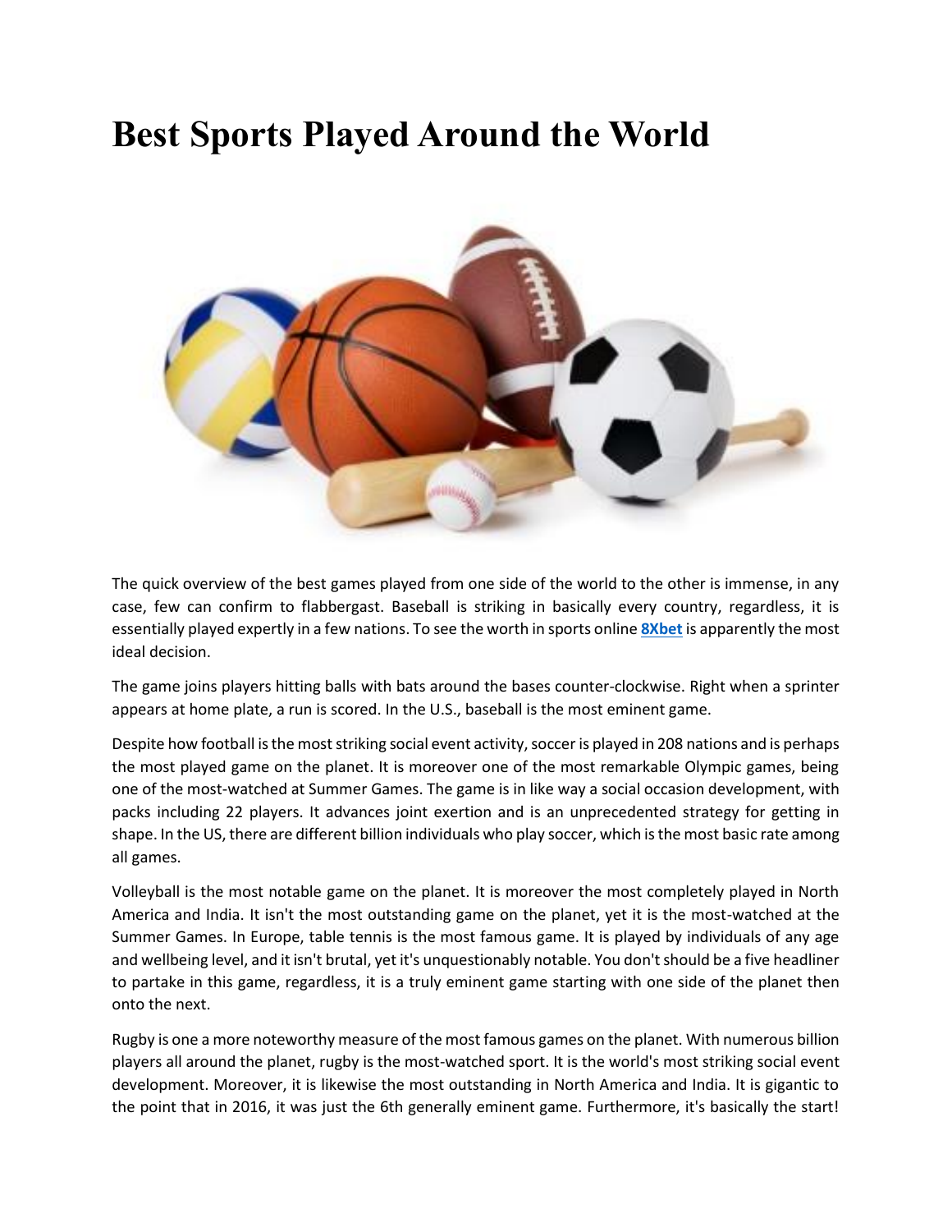# Best Sports Played Around the World

The quick overview of the best games played from one side of the world to the other is immense, in any case, few can confirm to flabbergast. Baseball is striking in basically every country, regardless, it is essentially played expertly in a few nations. To see the worth in sports online **8Xbet** is apparently the most ideal decision.

The game joins players hitting balls with bats around the bases counter-clockwise. Right when a sprinter appears at home plate, a run is scored. In the U.S., baseball is the most eminent game.

Despite how football is the most striking social event activity, soccer is played in 208 nations and is perhaps the most played game on the planet. It is moreover one of the most remarkable Olympic games, being one of the most-watched at Summer Games. The game is in like way a social occasion development, with packs including 22 players. It advances joint exertion and is an unprecedented strategy for getting in shape. In the US, there are different billion individuals who play soccer, which is the most basic rate among all games.

Volleyball is the most notable game on the planet. It is moreover the most completely played in North America and India. It isn't the most outstanding game on the planet, yet it is the most-watched at the Summer Games. In Europe, table tennis is the most famous game. It is played by individuals of any age and wellbeing level, and it isn't brutal, yet it's unquestionably notable. You don't should be a five headliner to partake in this game, regardless, it is a truly eminent game starting with one side of the planet then onto the next.

Rugby is one a more noteworthy measure of the most famous games on the planet. With numerous billion players all around the planet, rugby is the most-watched sport. It is the world's most striking social event development. Moreover, it is likewise the most outstanding in North America and India. It is gigantic to the point that in 2016, it was just the 6th generally eminent game. Furthermore, it's basically the start!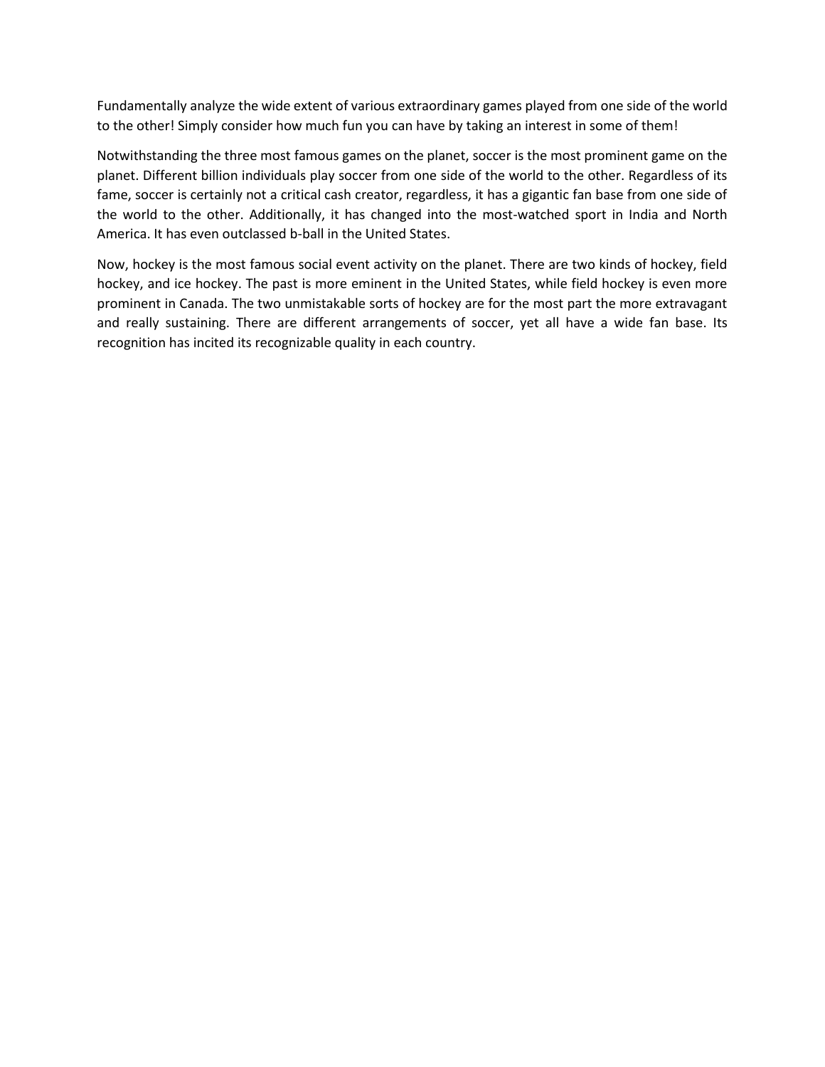Fundamentally analyze the wide extent of various extraordinary games played from one side of the world to the other! Simply consider how much fun you can have by taking an interest in some of them!

Notwithstanding the three most famous games on the planet, soccer is the most prominent game on the planet. Different billion individuals play soccer from one side of the world to the other. Regardless of its fame, soccer is certainly not a critical cash creator, regardless, it has a gigantic fan base from one side of the world to the other. Additionally, it has changed into the most-watched sport in India and North America. It has even outclassed b-ball in the United States.

Now, hockey is the most famous social event activity on the planet. There are two kinds of hockey, field hockey, and ice hockey. The past is more eminent in the United States, while field hockey is even more prominent in Canada. The two unmistakable sorts of hockey are for the most part the more extravagant and really sustaining. There are different arrangements of soccer, yet all have a wide fan base. Its recognition has incited its recognizable quality in each country.